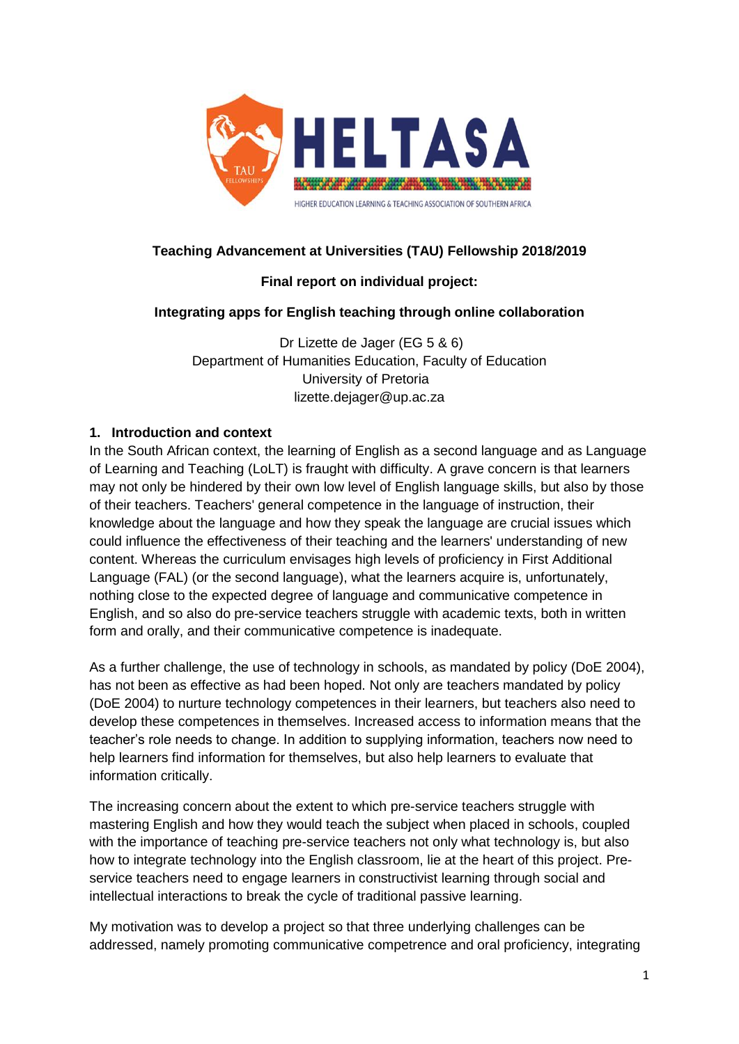**Teaching Advancement at Universities (TAU) Fellowship 2018/2019**

**Final report on individual project:**

**Integrating apps for English teaching through online collaboration**

Dr Lizette de Jager (EG 5 & 6)
Department of Humanities Education, Faculty of Education
University of Pretoria
lizette.dejager@up.ac.za

## 1. Introduction and context

In the South African context, the learning of English as a second language and as Language of Learning and Teaching (LoLT) is fraught with difficulty. A grave concern is that learners may not only be hindered by their own low level of English language skills, but also by those of their teachers. Teachers' general competence in the language of instruction, their knowledge about the language and how they speak the language are crucial issues which could influence the effectiveness of their teaching and the learners' understanding of new content. Whereas the curriculum envisages high levels of proficiency in First Additional Language (FAL) (or the second language), what the learners acquire is, unfortunately, nothing close to the expected degree of language and communicative competence in English, and so also do pre-service teachers struggle with academic texts, both in written form and orally, and their communicative competence is inadequate.

As a further challenge, the use of technology in schools, as mandated by policy (DoE 2004), has not been as effective as had been hoped. Not only are teachers mandated by policy (DoE 2004) to nurture technology competences in their learners, but teachers also need to develop these competences in themselves. Increased access to information means that the teacher's role needs to change. In addition to supplying information, teachers now need to help learners find information for themselves, but also help learners to evaluate that information critically.

The increasing concern about the extent to which pre-service teachers struggle with mastering English and how they would teach the subject when placed in schools, coupled with the importance of teaching pre-service teachers not only what technology is, but also how to integrate technology into the English classroom, lie at the heart of this project. Pre-service teachers need to engage learners in constructivist learning through social and intellectual interactions to break the cycle of traditional passive learning.

My motivation was to develop a project so that three underlying challenges can be addressed, namely promoting communicative competrence and oral proficiency, integrating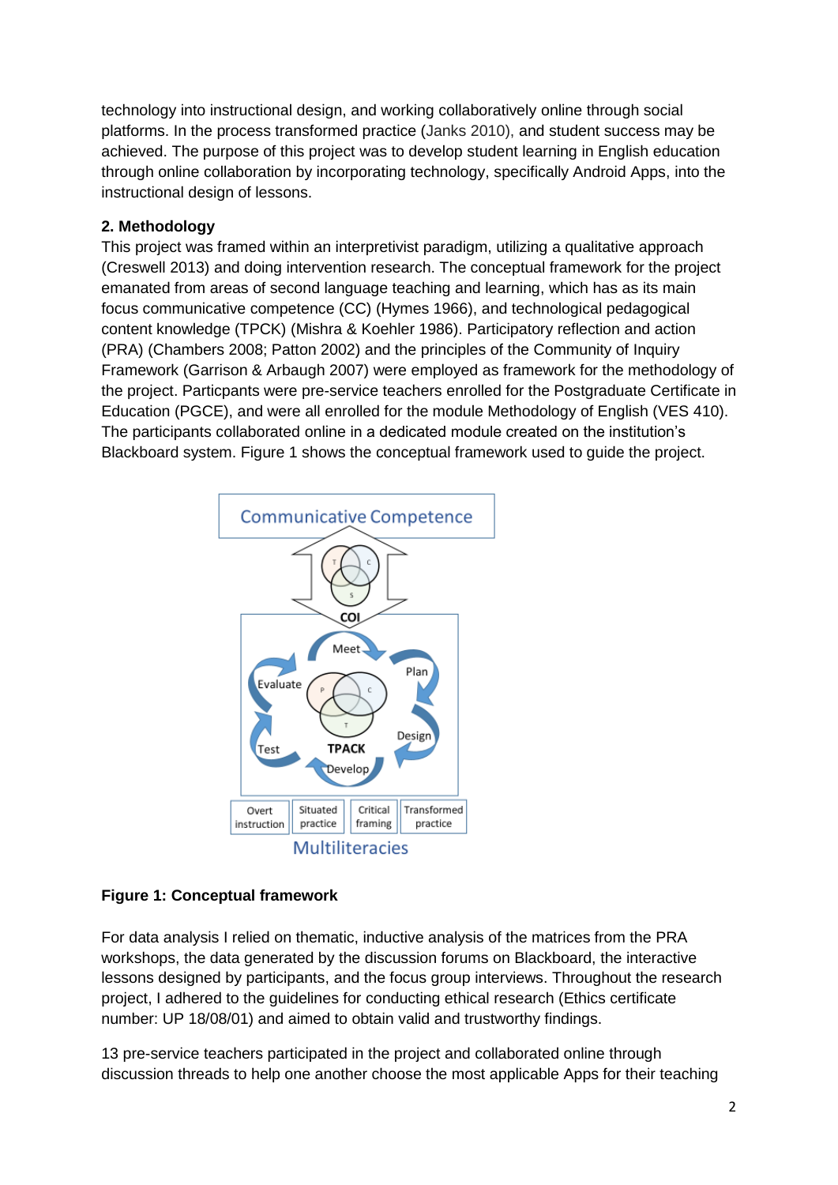technology into instructional design, and working collaboratively online through social platforms. In the process transformed practice (Janks 2010), and student success may be achieved. The purpose of this project was to develop student learning in English education through online collaboration by incorporating technology, specifically Android Apps, into the instructional design of lessons.

## 2. Methodology

This project was framed within an interpretivist paradigm, utilizing a qualitative approach (Creswell 2013) and doing intervention research. The conceptual framework for the project emanated from areas of second language teaching and learning, which has as its main focus communicative competence (CC) (Hymes 1966), and technological pedagogical content knowledge (TPCK) (Mishra & Koehler 1986). Participatory reflection and action (PRA) (Chambers 2008; Patton 2002) and the principles of the Community of Inquiry Framework (Garrison & Arbaugh 2007) were employed as framework for the methodology of the project. Particpants were pre-service teachers enrolled for the Postgraduate Certificate in Education (PGCE), and were all enrolled for the module Methodology of English (VES 410). The participants collaborated online in a dedicated module created on the institution's Blackboard system. Figure 1 shows the conceptual framework used to guide the project.

**Figure 1: Conceptual framework**

For data analysis I relied on thematic, inductive analysis of the matrices from the PRA workshops, the data generated by the discussion forums on Blackboard, the interactive lessons designed by participants, and the focus group interviews. Throughout the research project, I adhered to the guidelines for conducting ethical research (Ethics certificate number: UP 18/08/01) and aimed to obtain valid and trustworthy findings.

13 pre-service teachers participated in the project and collaborated online through discussion threads to help one another choose the most applicable Apps for their teaching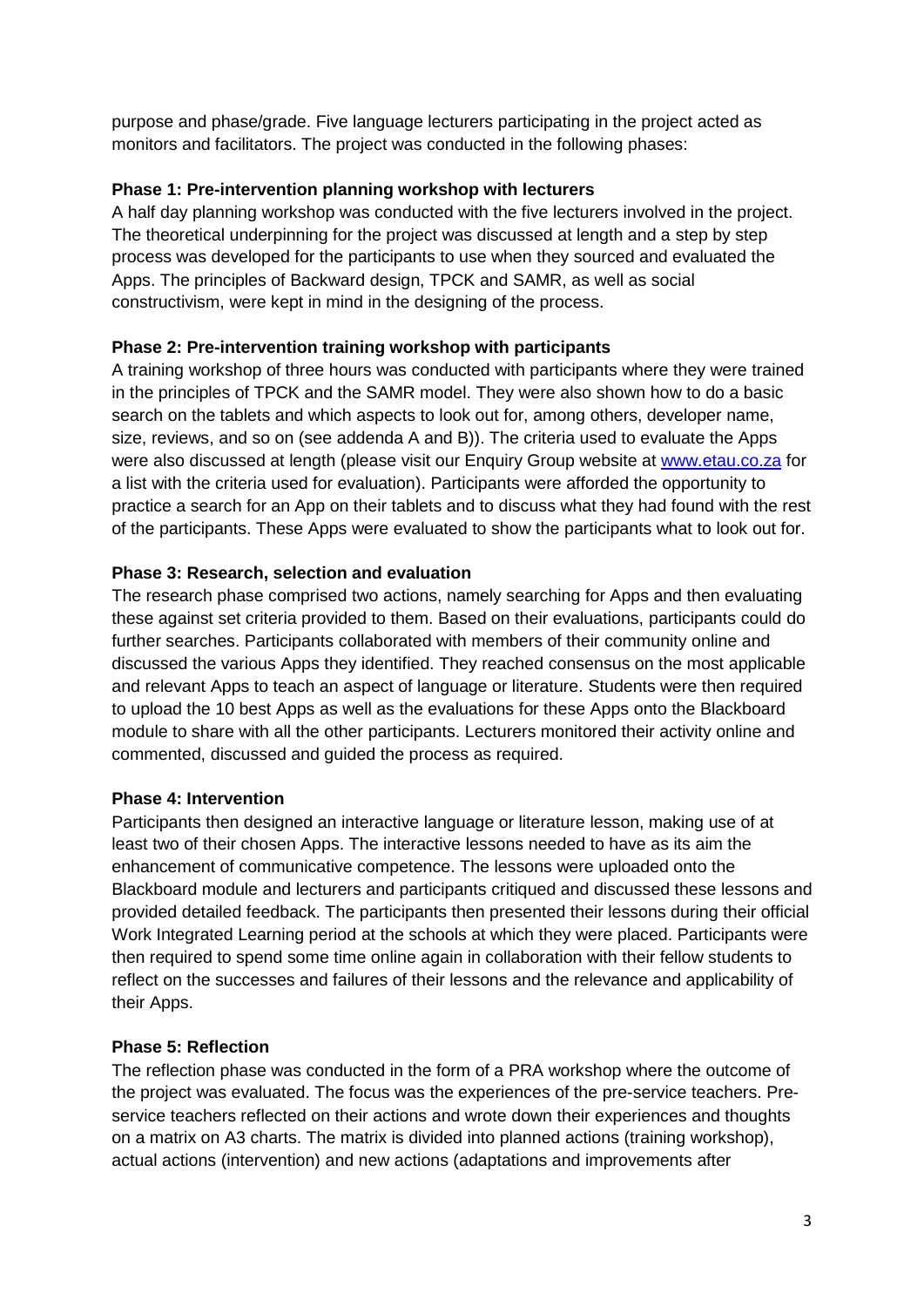purpose and phase/grade. Five language lecturers participating in the project acted as monitors and facilitators. The project was conducted in the following phases:

**Phase 1: Pre-intervention planning workshop with lecturers**

A half day planning workshop was conducted with the five lecturers involved in the project. The theoretical underpinning for the project was discussed at length and a step by step process was developed for the participants to use when they sourced and evaluated the Apps. The principles of Backward design, TPCK and SAMR, as well as social constructivism, were kept in mind in the designing of the process.

**Phase 2: Pre-intervention training workshop with participants**

A training workshop of three hours was conducted with participants where they were trained in the principles of TPCK and the SAMR model. They were also shown how to do a basic search on the tablets and which aspects to look out for, among others, developer name, size, reviews, and so on (see addenda A and B)). The criteria used to evaluate the Apps were also discussed at length (please visit our Enquiry Group website at [www.etau.co.za](www.etau.co.za) for a list with the criteria used for evaluation). Participants were afforded the opportunity to practice a search for an App on their tablets and to discuss what they had found with the rest of the participants. These Apps were evaluated to show the participants what to look out for.

**Phase 3: Research, selection and evaluation**

The research phase comprised two actions, namely searching for Apps and then evaluating these against set criteria provided to them. Based on their evaluations, participants could do further searches. Participants collaborated with members of their community online and discussed the various Apps they identified. They reached consensus on the most applicable and relevant Apps to teach an aspect of language or literature. Students were then required to upload the 10 best Apps as well as the evaluations for these Apps onto the Blackboard module to share with all the other participants. Lecturers monitored their activity online and commented, discussed and guided the process as required.

**Phase 4: Intervention**

Participants then designed an interactive language or literature lesson, making use of at least two of their chosen Apps. The interactive lessons needed to have as its aim the enhancement of communicative competence. The lessons were uploaded onto the Blackboard module and lecturers and participants critiqued and discussed these lessons and provided detailed feedback. The participants then presented their lessons during their official Work Integrated Learning period at the schools at which they were placed. Participants were then required to spend some time online again in collaboration with their fellow students to reflect on the successes and failures of their lessons and the relevance and applicability of their Apps.

**Phase 5: Reflection**

The reflection phase was conducted in the form of a PRA workshop where the outcome of the project was evaluated. The focus was the experiences of the pre-service teachers. Pre-service teachers reflected on their actions and wrote down their experiences and thoughts on a matrix on A3 charts. The matrix is divided into planned actions (training workshop), actual actions (intervention) and new actions (adaptations and improvements after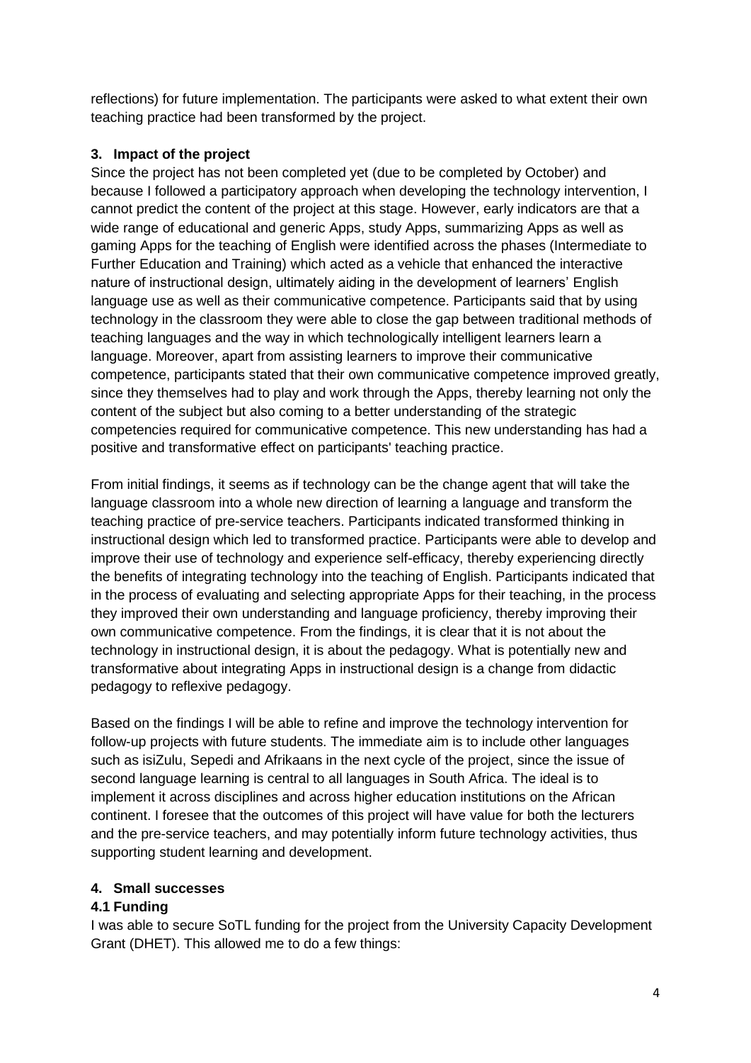reflections) for future implementation. The participants were asked to what extent their own teaching practice had been transformed by the project.

## 3. Impact of the project

Since the project has not been completed yet (due to be completed by October) and because I followed a participatory approach when developing the technology intervention, I cannot predict the content of the project at this stage. However, early indicators are that a wide range of educational and generic Apps, study Apps, summarizing Apps as well as gaming Apps for the teaching of English were identified across the phases (Intermediate to Further Education and Training) which acted as a vehicle that enhanced the interactive nature of instructional design, ultimately aiding in the development of learners' English language use as well as their communicative competence. Participants said that by using technology in the classroom they were able to close the gap between traditional methods of teaching languages and the way in which technologically intelligent learners learn a language. Moreover, apart from assisting learners to improve their communicative competence, participants stated that their own communicative competence improved greatly, since they themselves had to play and work through the Apps, thereby learning not only the content of the subject but also coming to a better understanding of the strategic competencies required for communicative competence. This new understanding has had a positive and transformative effect on participants' teaching practice.

From initial findings, it seems as if technology can be the change agent that will take the language classroom into a whole new direction of learning a language and transform the teaching practice of pre-service teachers. Participants indicated transformed thinking in instructional design which led to transformed practice. Participants were able to develop and improve their use of technology and experience self-efficacy, thereby experiencing directly the benefits of integrating technology into the teaching of English. Participants indicated that in the process of evaluating and selecting appropriate Apps for their teaching, in the process they improved their own understanding and language proficiency, thereby improving their own communicative competence. From the findings, it is clear that it is not about the technology in instructional design, it is about the pedagogy. What is potentially new and transformative about integrating Apps in instructional design is a change from didactic pedagogy to reflexive pedagogy.

Based on the findings I will be able to refine and improve the technology intervention for follow-up projects with future students. The immediate aim is to include other languages such as isiZulu, Sepedi and Afrikaans in the next cycle of the project, since the issue of second language learning is central to all languages in South Africa. The ideal is to implement it across disciplines and across higher education institutions on the African continent. I foresee that the outcomes of this project will have value for both the lecturers and the pre-service teachers, and may potentially inform future technology activities, thus supporting student learning and development.

## 4. Small successes

### 4.1 Funding

I was able to secure SoTL funding for the project from the University Capacity Development Grant (DHET). This allowed me to do a few things: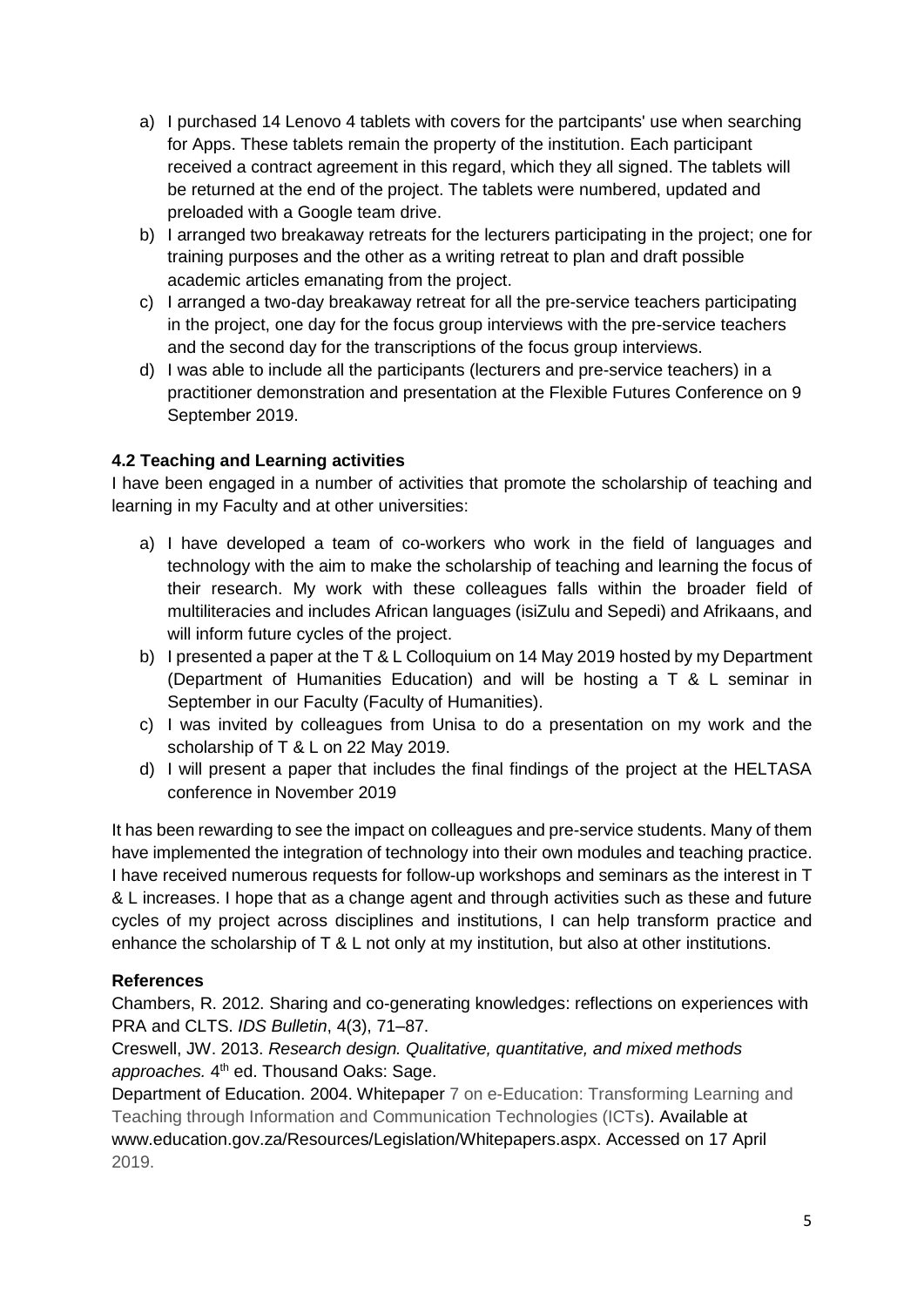a) I purchased 14 Lenovo 4 tablets with covers for the partcipants' use when searching for Apps. These tablets remain the property of the institution. Each participant received a contract agreement in this regard, which they all signed. The tablets will be returned at the end of the project. The tablets were numbered, updated and preloaded with a Google team drive.
b) I arranged two breakaway retreats for the lecturers participating in the project; one for training purposes and the other as a writing retreat to plan and draft possible academic articles emanating from the project.
c) I arranged a two-day breakaway retreat for all the pre-service teachers participating in the project, one day for the focus group interviews with the pre-service teachers and the second day for the transcriptions of the focus group interviews.
d) I was able to include all the participants (lecturers and pre-service teachers) in a practitioner demonstration and presentation at the Flexible Futures Conference on 9 September 2019.

**4.2 Teaching and Learning activities**

I have been engaged in a number of activities that promote the scholarship of teaching and learning in my Faculty and at other universities:

a) I have developed a team of co-workers who work in the field of languages and technology with the aim to make the scholarship of teaching and learning the focus of their research. My work with these colleagues falls within the broader field of multiliteracies and includes African languages (isiZulu and Sepedi) and Afrikaans, and will inform future cycles of the project.
b) I presented a paper at the T & L Colloquium on 14 May 2019 hosted by my Department (Department of Humanities Education) and will be hosting a T & L seminar in September in our Faculty (Faculty of Humanities).
c) I was invited by colleagues from Unisa to do a presentation on my work and the scholarship of T & L on 22 May 2019.
d) I will present a paper that includes the final findings of the project at the HELTASA conference in November 2019

It has been rewarding to see the impact on colleagues and pre-service students. Many of them have implemented the integration of technology into their own modules and teaching practice. I have received numerous requests for follow-up workshops and seminars as the interest in T & L increases. I hope that as a change agent and through activities such as these and future cycles of my project across disciplines and institutions, I can help transform practice and enhance the scholarship of T & L not only at my institution, but also at other institutions.

**References**

Chambers, R. 2012. Sharing and co-generating knowledges: reflections on experiences with PRA and CLTS. *IDS Bulletin*, 4(3), 71–87.

Creswell, JW. 2013. *Research design. Qualitative, quantitative, and mixed methods approaches.* 4th ed. Thousand Oaks: Sage.

Department of Education. 2004. Whitepaper 7 on e-Education: Transforming Learning and Teaching through Information and Communication Technologies (ICTs). Available at www.education.gov.za/Resources/Legislation/Whitepapers.aspx. Accessed on 17 April 2019.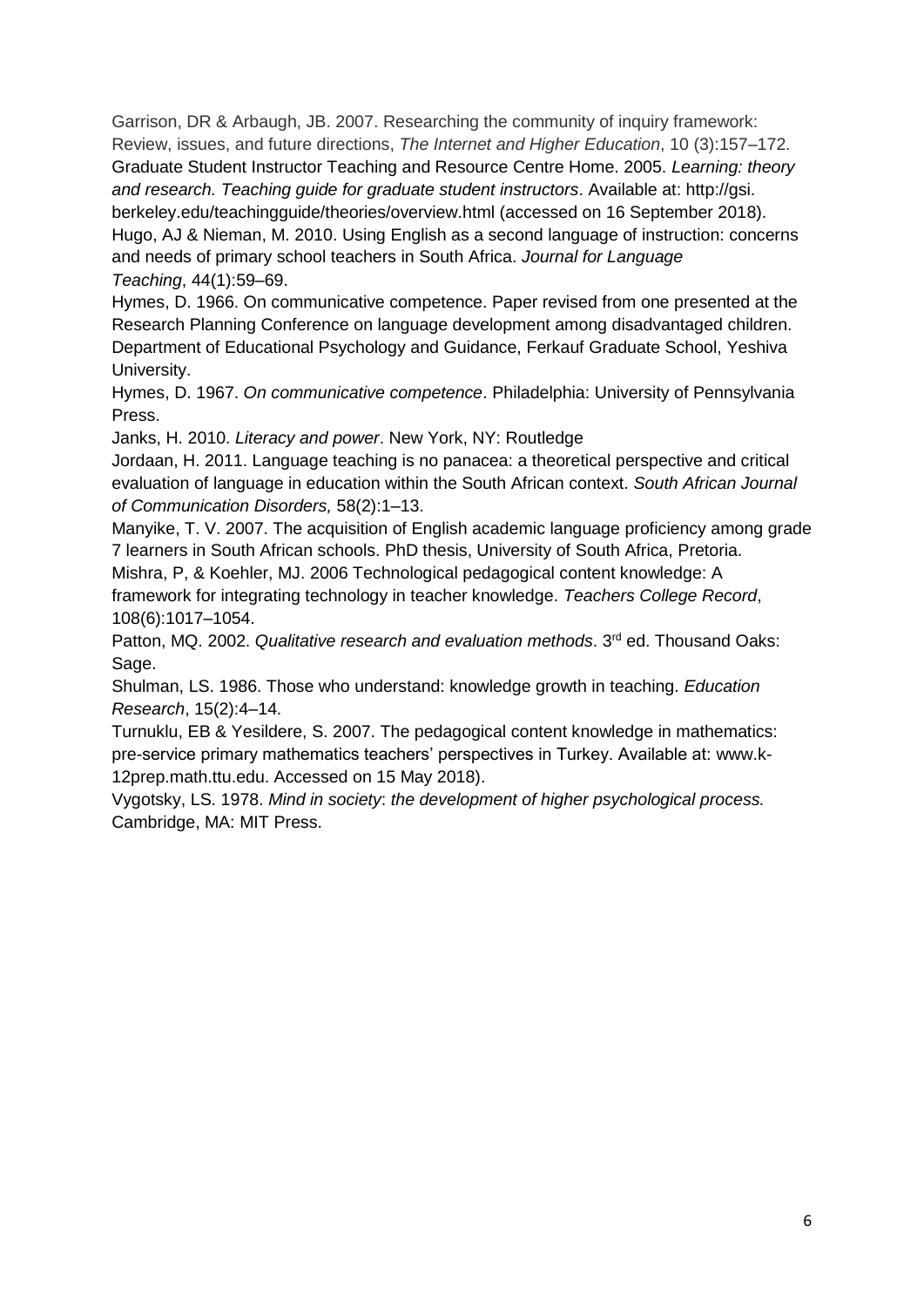Garrison, DR & Arbaugh, JB. 2007. Researching the community of inquiry framework: Review, issues, and future directions, *The Internet and Higher Education*, 10 (3):157–172.

Graduate Student Instructor Teaching and Resource Centre Home. 2005. *Learning: theory and research. Teaching guide for graduate student instructors*. Available at: http://gsi.berkeley.edu/teachingguide/theories/overview.html (accessed on 16 September 2018).

Hugo, AJ & Nieman, M. 2010. Using English as a second language of instruction: concerns and needs of primary school teachers in South Africa. *Journal for Language Teaching*, 44(1):59–69.

Hymes, D. 1966. On communicative competence. Paper revised from one presented at the Research Planning Conference on language development among disadvantaged children. Department of Educational Psychology and Guidance, Ferkauf Graduate School, Yeshiva University.

Hymes, D. 1967. *On communicative competence*. Philadelphia: University of Pennsylvania Press.

Janks, H. 2010. *Literacy and power*. New York, NY: Routledge

Jordaan, H. 2011. Language teaching is no panacea: a theoretical perspective and critical evaluation of language in education within the South African context. *South African Journal of Communication Disorders,* 58(2):1–13.

Manyike, T. V. 2007. The acquisition of English academic language proficiency among grade 7 learners in South African schools. PhD thesis, University of South Africa, Pretoria.

Mishra, P, & Koehler, MJ. 2006 Technological pedagogical content knowledge: A framework for integrating technology in teacher knowledge. *Teachers College Record*, 108(6):1017–1054.

Patton, MQ. 2002. *Qualitative research and evaluation methods*. 3rd ed. Thousand Oaks: Sage.

Shulman, LS. 1986. Those who understand: knowledge growth in teaching. *Education Research*, 15(2):4–14.

Turnuklu, EB & Yesildere, S. 2007. The pedagogical content knowledge in mathematics: pre-service primary mathematics teachers' perspectives in Turkey. Available at: www.k-12prep.math.ttu.edu. Accessed on 15 May 2018).

Vygotsky, LS. 1978. *Mind in society*: *the development of higher psychological process.* Cambridge, MA: MIT Press.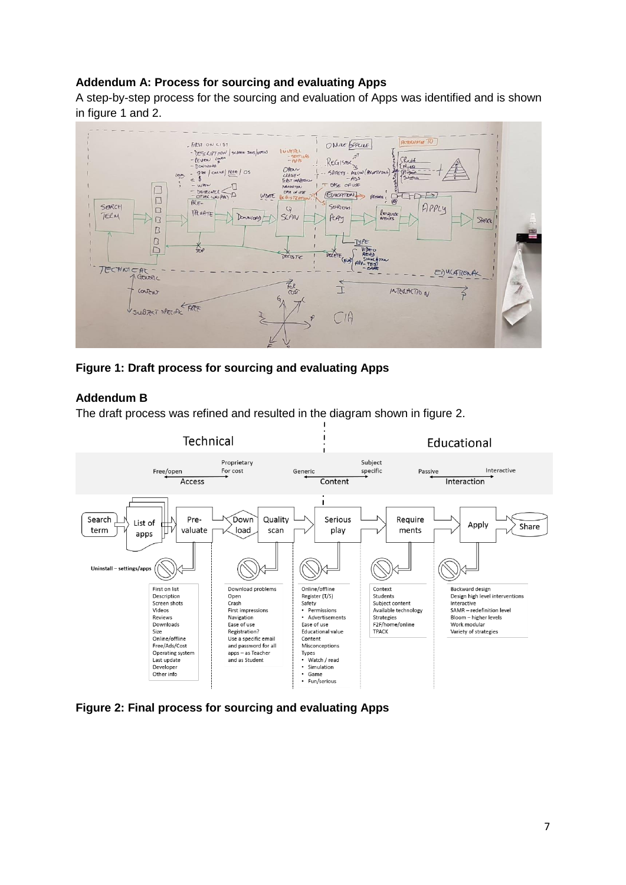### Addendum A: Process for sourcing and evaluating Apps

A step-by-step process for the sourcing and evaluation of Apps was identified and is shown in figure 1 and 2.

**Figure 1: Draft process for sourcing and evaluating Apps**

### Addendum B

The draft process was refined and resulted in the diagram shown in figure 2.

Technical

Educational

Free/open

Proprietary
For cost

Access

Generic

Subject specific

Content

Passive

Interactive

Interaction

Search term

List of apps

Pre-valuate

Down load

Quality scan

Serious play

Require ments

Apply

Share

Uninstall – settings/apps

First on list
Description
Screen shots
Videos
Reviews
Downloads
Size
Online/offline
Free/Ads/Cost
Operating system
Last update
Developer
Other info

Download problems
Open
Crash
First impressions
Navigation
Ease of use
Registration?
Use a specific email and password for all apps – as Teacher and as Student

Online/offline
Register (T/S)
Safety
- Permissions
- Advertisements
Ease of use
Educational value
Content
Misconceptions
Types
- Watch / read
- Simulation
- Game
- Fun/serious

Context
Students
Subject content
Available technology
Strategies
F2F/home/online
TPACK

Backward design
Design high level interventions
Interactive
SAMR – redefinition level
Bloom – higher levels
Work modular
Variety of strategies

**Figure 2: Final process for sourcing and evaluating Apps**